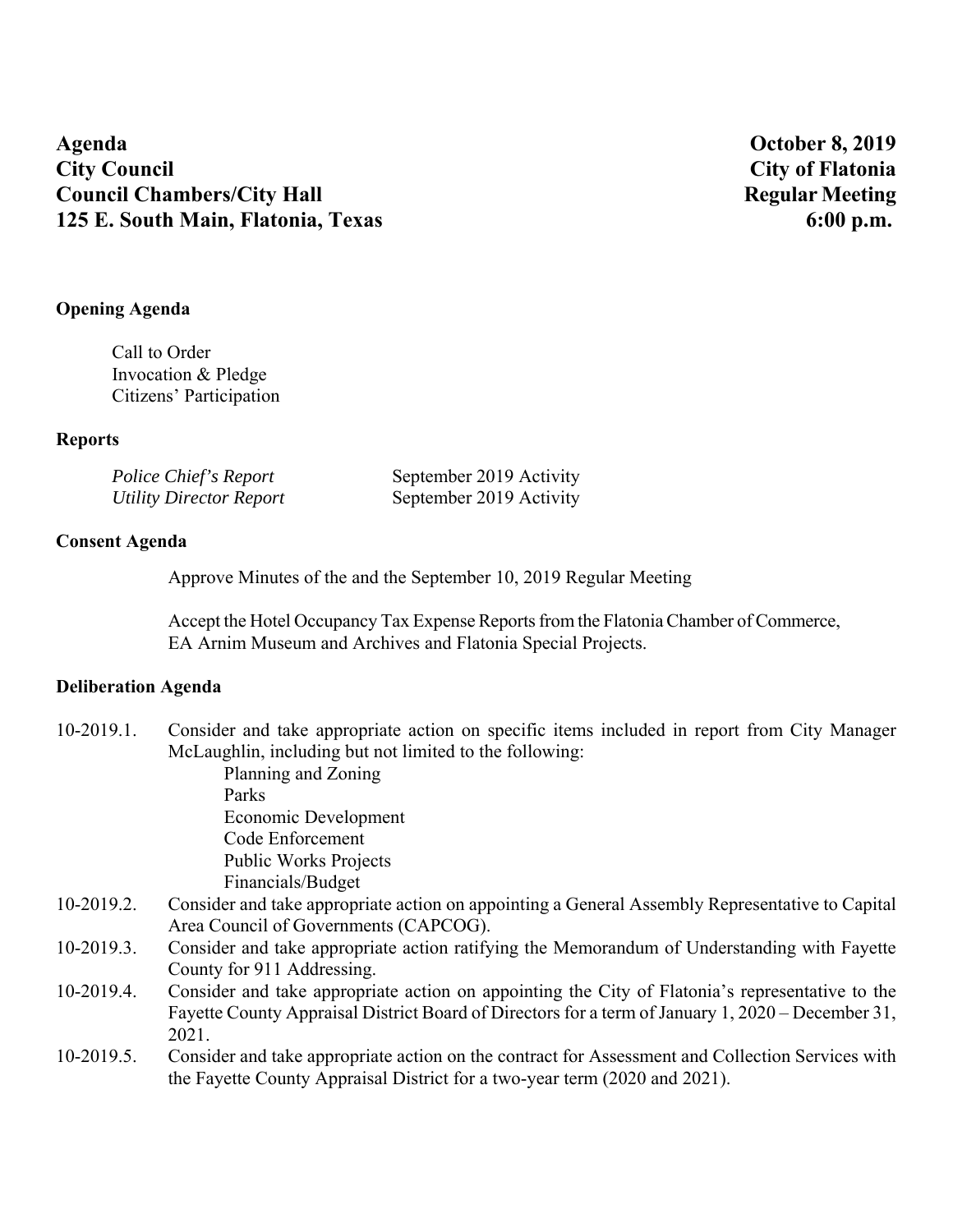**Agenda** **October 8, 2019**
**City Council** **City of Flatonia**
**Council Chambers/City Hall** **Regular Meeting**
**125 E. South Main, Flatonia, Texas** **6:00 p.m.**

**Opening Agenda**

Call to Order
Invocation & Pledge
Citizens' Participation

**Reports**

| | |
|---|---|
| *Police Chief's Report* | September 2019 Activity |
| *Utility Director Report* | September 2019 Activity |

**Consent Agenda**

Approve Minutes of the and the September 10, 2019 Regular Meeting

Accept the Hotel Occupancy Tax Expense Reports from the Flatonia Chamber of Commerce, EA Arnim Museum and Archives and Flatonia Special Projects.

**Deliberation Agenda**

10-2019.1. Consider and take appropriate action on specific items included in report from City Manager McLaughlin, including but not limited to the following:
- Planning and Zoning
- Parks
- Economic Development
- Code Enforcement
- Public Works Projects
- Financials/Budget

10-2019.2. Consider and take appropriate action on appointing a General Assembly Representative to Capital Area Council of Governments (CAPCOG).

10-2019.3. Consider and take appropriate action ratifying the Memorandum of Understanding with Fayette County for 911 Addressing.

10-2019.4. Consider and take appropriate action on appointing the City of Flatonia's representative to the Fayette County Appraisal District Board of Directors for a term of January 1, 2020 – December 31, 2021.

10-2019.5. Consider and take appropriate action on the contract for Assessment and Collection Services with the Fayette County Appraisal District for a two-year term (2020 and 2021).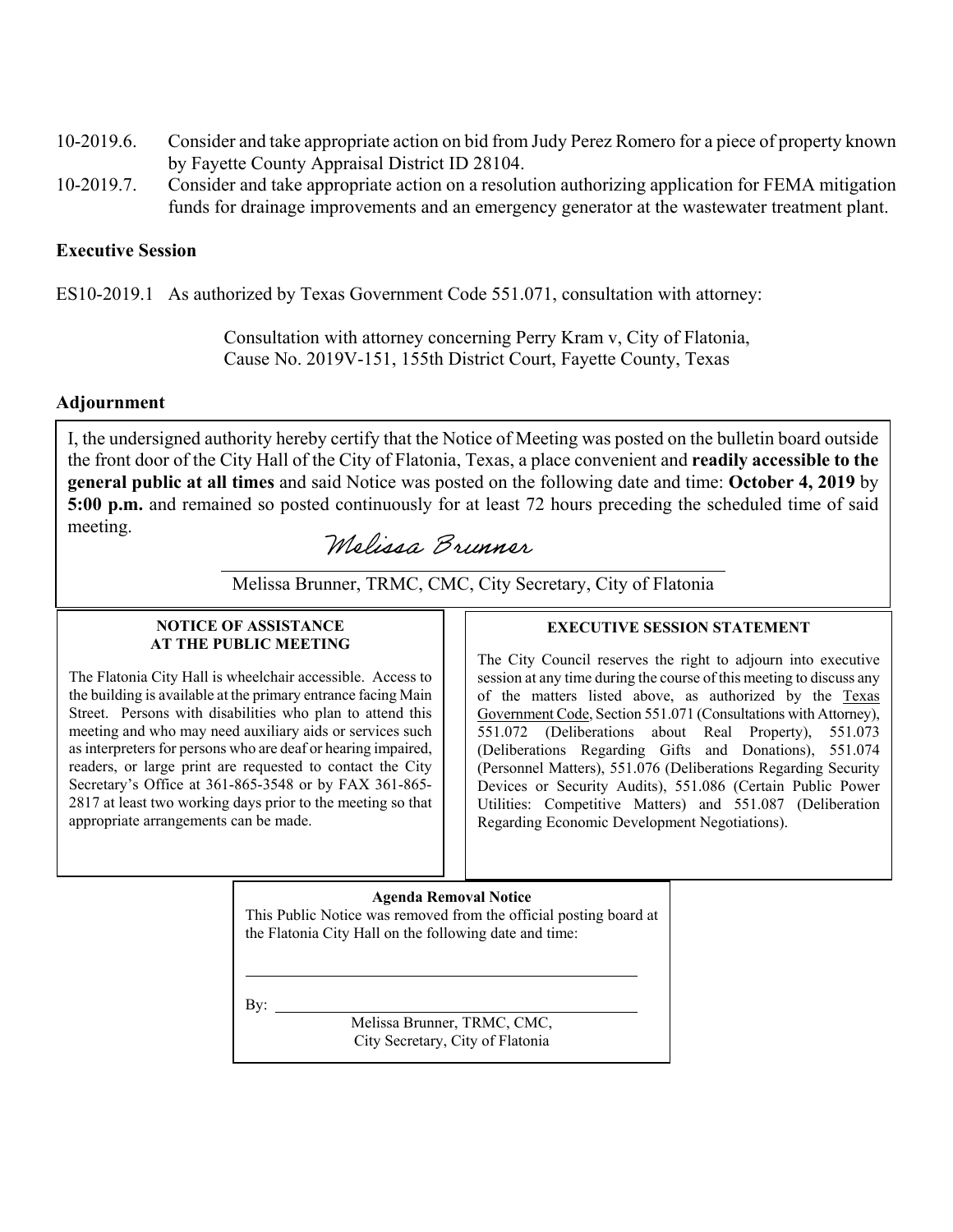10-2019.6. Consider and take appropriate action on bid from Judy Perez Romero for a piece of property known by Fayette County Appraisal District ID 28104.

10-2019.7. Consider and take appropriate action on a resolution authorizing application for FEMA mitigation funds for drainage improvements and an emergency generator at the wastewater treatment plant.

**Executive Session**

ES10-2019.1 As authorized by Texas Government Code 551.071, consultation with attorney:

Consultation with attorney concerning Perry Kram v, City of Flatonia, Cause No. 2019V-151, 155th District Court, Fayette County, Texas

**Adjournment**

I, the undersigned authority hereby certify that the Notice of Meeting was posted on the bulletin board outside the front door of the City Hall of the City of Flatonia, Texas, a place convenient and **readily accessible to the general public at all times** and said Notice was posted on the following date and time: **October 4, 2019** by **5:00 p.m.** and remained so posted continuously for at least 72 hours preceding the scheduled time of said meeting.

*Melissa Brunner*

Melissa Brunner, TRMC, CMC, City Secretary, City of Flatonia

**NOTICE OF ASSISTANCE AT THE PUBLIC MEETING**

The Flatonia City Hall is wheelchair accessible. Access to the building is available at the primary entrance facing Main Street. Persons with disabilities who plan to attend this meeting and who may need auxiliary aids or services such as interpreters for persons who are deaf or hearing impaired, readers, or large print are requested to contact the City Secretary's Office at 361-865-3548 or by FAX 361-865-2817 at least two working days prior to the meeting so that appropriate arrangements can be made.

**EXECUTIVE SESSION STATEMENT**

The City Council reserves the right to adjourn into executive session at any time during the course of this meeting to discuss any of the matters listed above, as authorized by the Texas Government Code, Section 551.071 (Consultations with Attorney), 551.072 (Deliberations about Real Property), 551.073 (Deliberations Regarding Gifts and Donations), 551.074 (Personnel Matters), 551.076 (Deliberations Regarding Security Devices or Security Audits), 551.086 (Certain Public Power Utilities: Competitive Matters) and 551.087 (Deliberation Regarding Economic Development Negotiations).

**Agenda Removal Notice**

This Public Notice was removed from the official posting board at the Flatonia City Hall on the following date and time:

_______________________________

By: _______________________________

Melissa Brunner, TRMC, CMC,
City Secretary, City of Flatonia